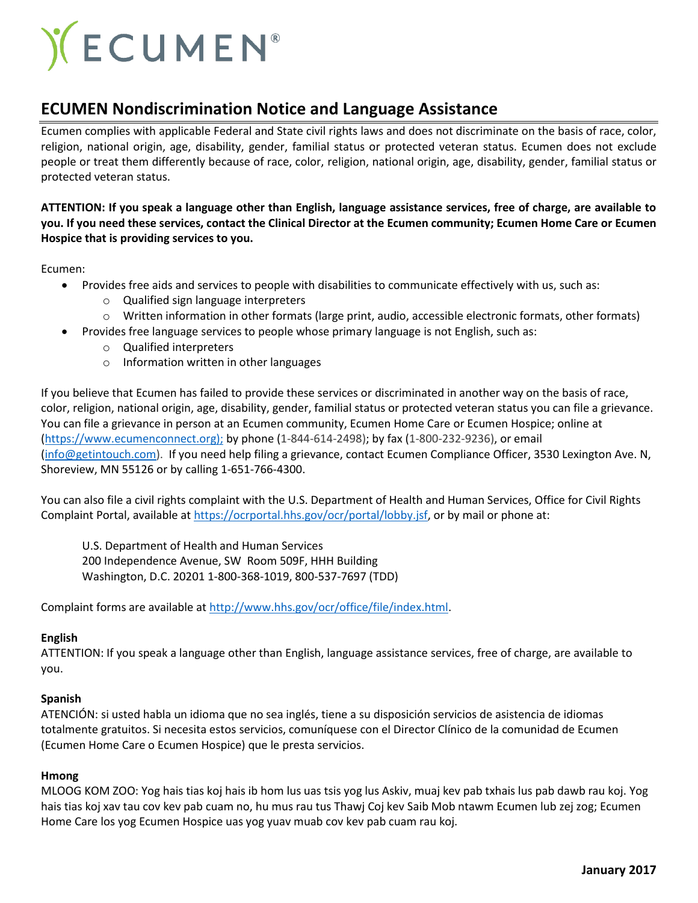ECUMEN®

## ECUMEN Nondiscrimination Notice and Language Assistance

Ecumen complies with applicable Federal and State civil rights laws and does not discriminate on the basis of race, color, religion, national origin, age, disability, gender, familial status or protected veteran status. Ecumen does not exclude people or treat them differently because of race, color, religion, national origin, age, disability, gender, familial status or protected veteran status.

**ATTENTION: If you speak a language other than English, language assistance services, free of charge, are available to you. If you need these services, contact the Clinical Director at the Ecumen community; Ecumen Home Care or Ecumen Hospice that is providing services to you.**

Ecumen:

- Provides free aids and services to people with disabilities to communicate effectively with us, such as:
  - Qualified sign language interpreters
  - Written information in other formats (large print, audio, accessible electronic formats, other formats)
- Provides free language services to people whose primary language is not English, such as:
  - Qualified interpreters
  - Information written in other languages

If you believe that Ecumen has failed to provide these services or discriminated in another way on the basis of race, color, religion, national origin, age, disability, gender, familial status or protected veteran status you can file a grievance. You can file a grievance in person at an Ecumen community, Ecumen Home Care or Ecumen Hospice; online at (https://www.ecumenconnect.org); by phone (1-844-614-2498); by fax (1-800-232-9236), or email (info@getintouch.com). If you need help filing a grievance, contact Ecumen Compliance Officer, 3530 Lexington Ave. N, Shoreview, MN 55126 or by calling 1-651-766-4300.

You can also file a civil rights complaint with the U.S. Department of Health and Human Services, Office for Civil Rights Complaint Portal, available at https://ocrportal.hhs.gov/ocr/portal/lobby.jsf, or by mail or phone at:

U.S. Department of Health and Human Services
200 Independence Avenue, SW Room 509F, HHH Building
Washington, D.C. 20201 1-800-368-1019, 800-537-7697 (TDD)

Complaint forms are available at http://www.hhs.gov/ocr/office/file/index.html.

**English**
ATTENTION: If you speak a language other than English, language assistance services, free of charge, are available to you.

**Spanish**
ATENCIÓN: si usted habla un idioma que no sea inglés, tiene a su disposición servicios de asistencia de idiomas totalmente gratuitos. Si necesita estos servicios, comuníquese con el Director Clínico de la comunidad de Ecumen (Ecumen Home Care o Ecumen Hospice) que le presta servicios.

**Hmong**
MLOOG KOM ZOO: Yog hais tias koj hais ib hom lus uas tsis yog lus Askiv, muaj kev pab txhais lus pab dawb rau koj. Yog hais tias koj xav tau cov kev pab cuam no, hu mus rau tus Thawj Coj kev Saib Mob ntawm Ecumen lub zej zog; Ecumen Home Care los yog Ecumen Hospice uas yog yuav muab cov kev pab cuam rau koj.

**January 2017**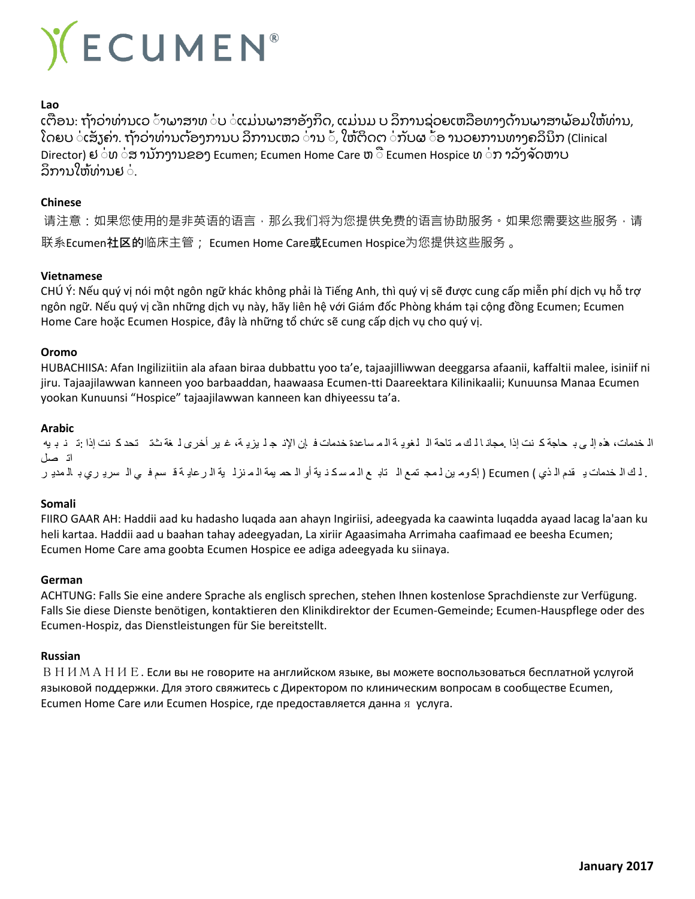# ECUMEN®

**Lao**

ເຕືອນ: ຖ້າວ່າທ່ານເວ ້າພາສາທ ່ບ ່ແມ່ນພາສາອັງກິດ, ແມ່ນມ ບ ລິການຊ່ວຍເຫລືອທາງດ້ານພາສາພ້ອມໃຫ້ທ່ານ, ໂດຍບ ່ເສັຽຄ່າ. ຖ້າວ່າທ່ານຕ້ອງການບ ລິການເຫລ ່ານ ້, ໃຫ້ຕິດຕ ່ກັບຜ ້ອ ານວຍການທາງຄລີນິກ (Clinical Director) ຢ ່ທ ່ສ ານັກງານຂອງ Ecumen; Ecumen Home Care ຫ ື Ecumen Hospice ທ ່ກ າລັງຈັດຫາບ ລິການໃຫ້ທ່ານຢ ່.

**Chinese**

请注意：如果您使用的是非英语的语言，那么我们将为您提供免费的语言协助服务。如果您需要这些服务，请联系Ecumen**社区的**临床主管； Ecumen Home Care**或**Ecumen Hospice为您提供这些服务 。

**Vietnamese**

CHÚ Ý: Nếu quý vị nói một ngôn ngữ khác không phải là Tiếng Anh, thì quý vị sẽ được cung cấp miễn phí dịch vụ hỗ trợ ngôn ngữ. Nếu quý vị cần những dịch vụ này, hãy liên hệ với Giám đốc Phòng khám tại cộng đồng Ecumen; Ecumen Home Care hoặc Ecumen Hospice, đây là những tổ chức sẽ cung cấp dịch vụ cho quý vị.

**Oromo**

HUBACHIISA: Afan Ingiliziitiin ala afaan biraa dubbattu yoo ta'e, tajaajilliwwan deeggarsa afaanii, kaffaltii malee, isiniif ni jiru. Tajaajilawwan kanneen yoo barbaaddan, haawaasa Ecumen-tti Daareektara Kilinikaalii; Kunuunsa Manaa Ecumen yookan Kunuunsi "Hospice" tajaajilawwan kanneen kan dhiyeessu ta'a.

**Arabic**

تنبيه: إذا كنت تتحدث لغة أخرى غير الإنجليزية، فإن خدمات المساعدة اللغوية متاحة لك مجانا. إذا كنت بحاجة إلى هذه الخدمات، اتصل بالمدير السريري في الرعاية المنزلية أو الحماية المسكنية التابع لمجتمع إكومين (Ecumen) الذي يقدم الخدمات لك.

**Somali**

FIIRO GAAR AH: Haddii aad ku hadasho luqada aan ahayn Ingiriisi, adeegyada ka caawinta luqadda ayaad lacag la'aan ku heli kartaa. Haddii aad u baahan tahay adeegyadan, La xiriir Agaasimaha Arrimaha caafimaad ee beesha Ecumen; Ecumen Home Care ama goobta Ecumen Hospice ee adiga adeegyada ku siinaya.

**German**

ACHTUNG: Falls Sie eine andere Sprache als englisch sprechen, stehen Ihnen kostenlose Sprachdienste zur Verfügung. Falls Sie diese Dienste benötigen, kontaktieren den Klinikdirektor der Ecumen-Gemeinde; Ecumen-Hauspflege oder des Ecumen-Hospiz, das Dienstleistungen für Sie bereitstellt.

**Russian**

ВНИМАНИЕ. Если вы не говорите на английском языке, вы можете воспользоваться бесплатной услугой языковой поддержки. Для этого свяжитесь с Директором по клиническим вопросам в сообществе Ecumen, Ecumen Home Care или Ecumen Hospice, где предоставляется данная услуга.

**January 2017**